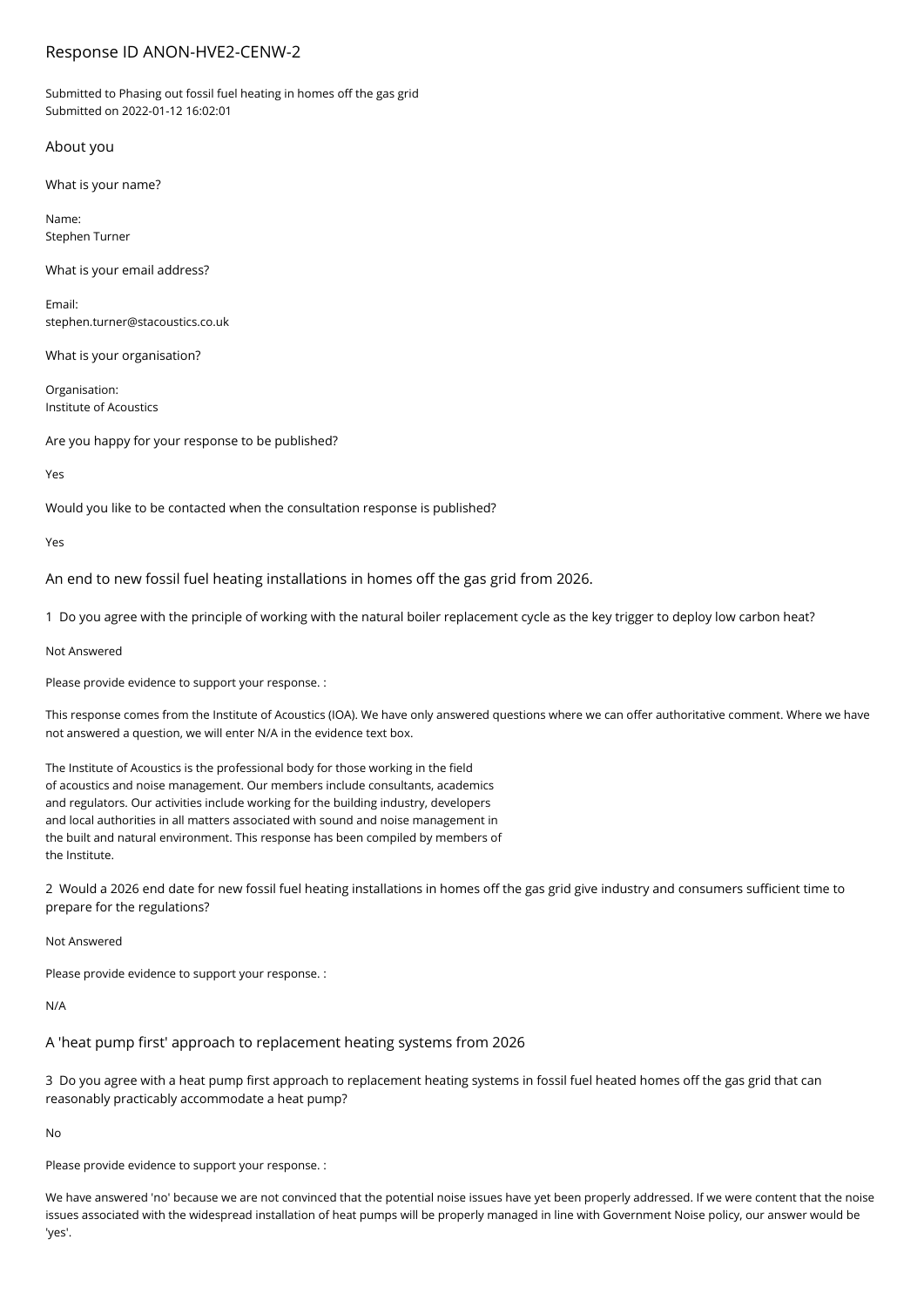# Response ID ANON-HVE2-CENW-2

Submitted to Phasing out fossil fuel heating in homes off the gas grid
Submitted on 2022-01-12 16:02:01

## About you

What is your name?

Name:
Stephen Turner

What is your email address?

Email:
stephen.turner@stacoustics.co.uk

What is your organisation?

Organisation:
Institute of Acoustics

Are you happy for your response to be published?

Yes

Would you like to be contacted when the consultation response is published?

Yes

## An end to new fossil fuel heating installations in homes off the gas grid from 2026.

1 Do you agree with the principle of working with the natural boiler replacement cycle as the key trigger to deploy low carbon heat?

Not Answered

Please provide evidence to support your response. :

This response comes from the Institute of Acoustics (IOA). We have only answered questions where we can offer authoritative comment. Where we have not answered a question, we will enter N/A in the evidence text box.

The Institute of Acoustics is the professional body for those working in the field of acoustics and noise management. Our members include consultants, academics and regulators. Our activities include working for the building industry, developers and local authorities in all matters associated with sound and noise management in the built and natural environment. This response has been compiled by members of the Institute.

2 Would a 2026 end date for new fossil fuel heating installations in homes off the gas grid give industry and consumers sufficient time to prepare for the regulations?

Not Answered

Please provide evidence to support your response. :

N/A

## A 'heat pump first' approach to replacement heating systems from 2026

3 Do you agree with a heat pump first approach to replacement heating systems in fossil fuel heated homes off the gas grid that can reasonably practicably accommodate a heat pump?

No

Please provide evidence to support your response. :

We have answered 'no' because we are not convinced that the potential noise issues have yet been properly addressed. If we were content that the noise issues associated with the widespread installation of heat pumps will be properly managed in line with Government Noise policy, our answer would be 'yes'.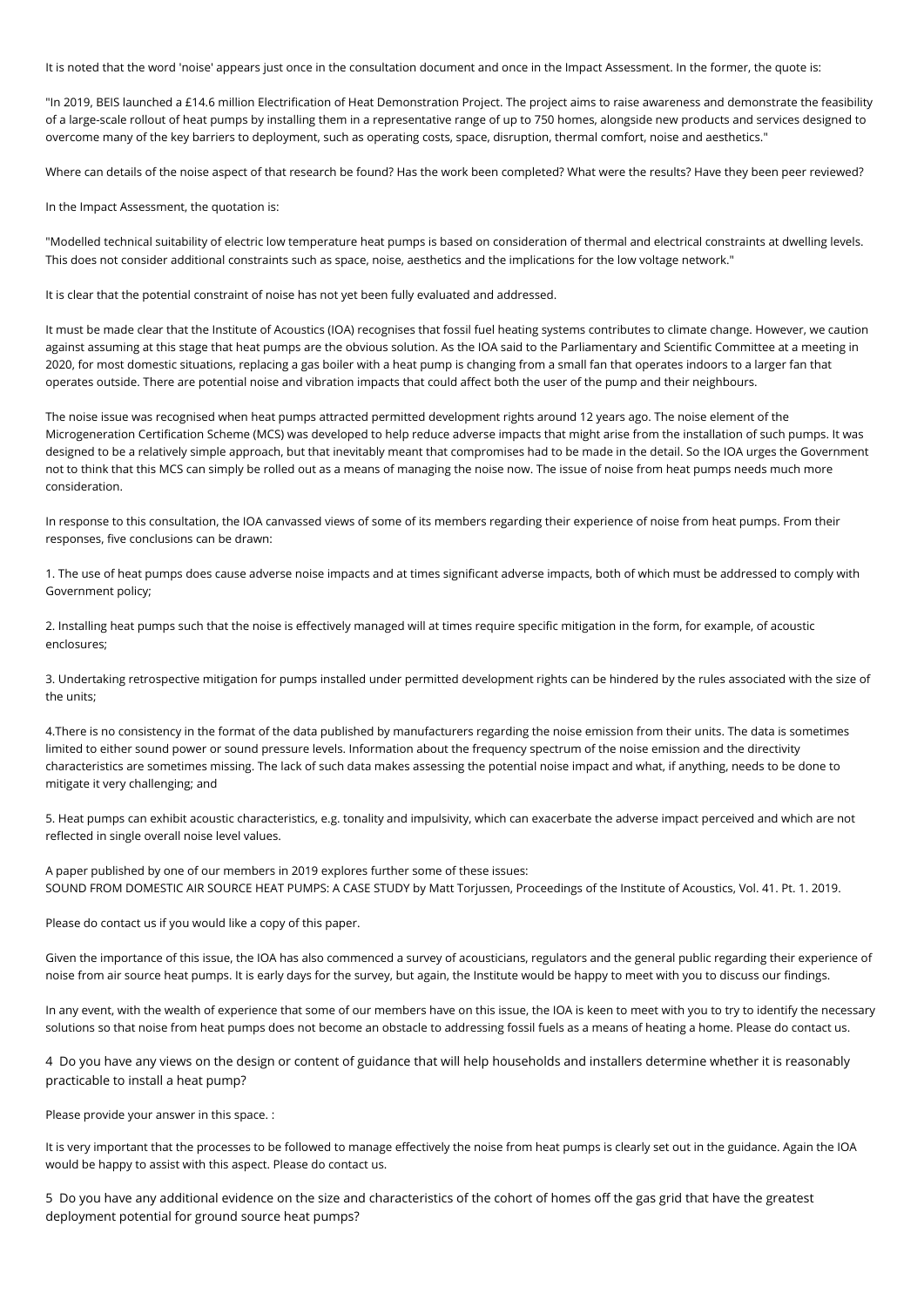It is noted that the word 'noise' appears just once in the consultation document and once in the Impact Assessment. In the former, the quote is:

"In 2019, BEIS launched a £14.6 million Electrification of Heat Demonstration Project. The project aims to raise awareness and demonstrate the feasibility of a large-scale rollout of heat pumps by installing them in a representative range of up to 750 homes, alongside new products and services designed to overcome many of the key barriers to deployment, such as operating costs, space, disruption, thermal comfort, noise and aesthetics."

Where can details of the noise aspect of that research be found? Has the work been completed? What were the results? Have they been peer reviewed?

In the Impact Assessment, the quotation is:

"Modelled technical suitability of electric low temperature heat pumps is based on consideration of thermal and electrical constraints at dwelling levels. This does not consider additional constraints such as space, noise, aesthetics and the implications for the low voltage network."

It is clear that the potential constraint of noise has not yet been fully evaluated and addressed.

It must be made clear that the Institute of Acoustics (IOA) recognises that fossil fuel heating systems contributes to climate change. However, we caution against assuming at this stage that heat pumps are the obvious solution. As the IOA said to the Parliamentary and Scientific Committee at a meeting in 2020, for most domestic situations, replacing a gas boiler with a heat pump is changing from a small fan that operates indoors to a larger fan that operates outside. There are potential noise and vibration impacts that could affect both the user of the pump and their neighbours.

The noise issue was recognised when heat pumps attracted permitted development rights around 12 years ago. The noise element of the Microgeneration Certification Scheme (MCS) was developed to help reduce adverse impacts that might arise from the installation of such pumps. It was designed to be a relatively simple approach, but that inevitably meant that compromises had to be made in the detail. So the IOA urges the Government not to think that this MCS can simply be rolled out as a means of managing the noise now. The issue of noise from heat pumps needs much more consideration.

In response to this consultation, the IOA canvassed views of some of its members regarding their experience of noise from heat pumps. From their responses, five conclusions can be drawn:

1. The use of heat pumps does cause adverse noise impacts and at times significant adverse impacts, both of which must be addressed to comply with Government policy;

2. Installing heat pumps such that the noise is effectively managed will at times require specific mitigation in the form, for example, of acoustic enclosures;

3. Undertaking retrospective mitigation for pumps installed under permitted development rights can be hindered by the rules associated with the size of the units;

4. There is no consistency in the format of the data published by manufacturers regarding the noise emission from their units. The data is sometimes limited to either sound power or sound pressure levels. Information about the frequency spectrum of the noise emission and the directivity characteristics are sometimes missing. The lack of such data makes assessing the potential noise impact and what, if anything, needs to be done to mitigate it very challenging; and

5. Heat pumps can exhibit acoustic characteristics, e.g. tonality and impulsivity, which can exacerbate the adverse impact perceived and which are not reflected in single overall noise level values.

A paper published by one of our members in 2019 explores further some of these issues:
SOUND FROM DOMESTIC AIR SOURCE HEAT PUMPS: A CASE STUDY by Matt Torjussen, Proceedings of the Institute of Acoustics, Vol. 41. Pt. 1. 2019.

Please do contact us if you would like a copy of this paper.

Given the importance of this issue, the IOA has also commenced a survey of acousticians, regulators and the general public regarding their experience of noise from air source heat pumps. It is early days for the survey, but again, the Institute would be happy to meet with you to discuss our findings.

In any event, with the wealth of experience that some of our members have on this issue, the IOA is keen to meet with you to try to identify the necessary solutions so that noise from heat pumps does not become an obstacle to addressing fossil fuels as a means of heating a home. Please do contact us.

4 Do you have any views on the design or content of guidance that will help households and installers determine whether it is reasonably practicable to install a heat pump?

Please provide your answer in this space. :

It is very important that the processes to be followed to manage effectively the noise from heat pumps is clearly set out in the guidance. Again the IOA would be happy to assist with this aspect. Please do contact us.

5 Do you have any additional evidence on the size and characteristics of the cohort of homes off the gas grid that have the greatest deployment potential for ground source heat pumps?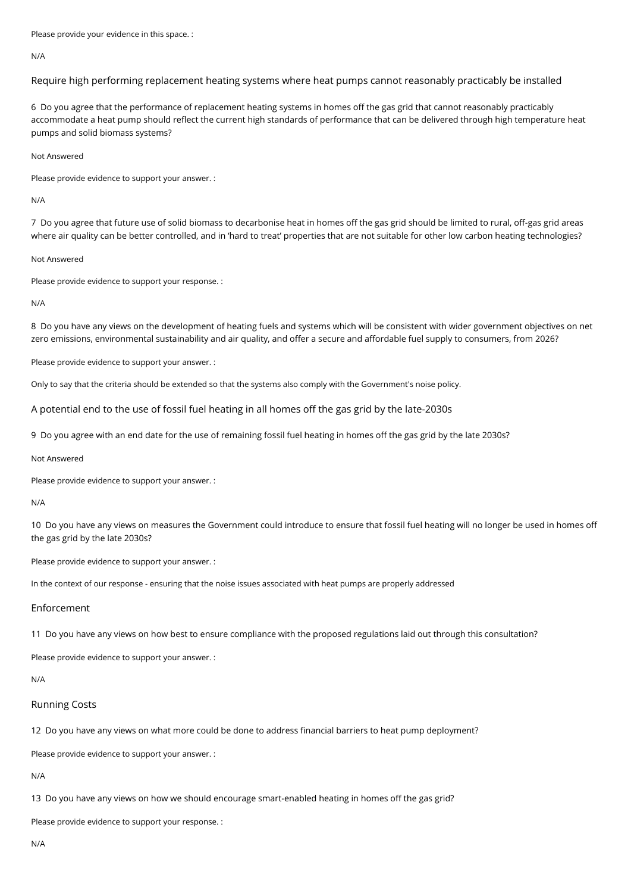Please provide your evidence in this space. :

N/A

## Require high performing replacement heating systems where heat pumps cannot reasonably practicably be installed

6 Do you agree that the performance of replacement heating systems in homes off the gas grid that cannot reasonably practicably accommodate a heat pump should reflect the current high standards of performance that can be delivered through high temperature heat pumps and solid biomass systems?

Not Answered

Please provide evidence to support your answer. :

N/A

7 Do you agree that future use of solid biomass to decarbonise heat in homes off the gas grid should be limited to rural, off-gas grid areas where air quality can be better controlled, and in 'hard to treat' properties that are not suitable for other low carbon heating technologies?

Not Answered

Please provide evidence to support your response. :

N/A

8 Do you have any views on the development of heating fuels and systems which will be consistent with wider government objectives on net zero emissions, environmental sustainability and air quality, and offer a secure and affordable fuel supply to consumers, from 2026?

Please provide evidence to support your answer. :

Only to say that the criteria should be extended so that the systems also comply with the Government's noise policy.

## A potential end to the use of fossil fuel heating in all homes off the gas grid by the late-2030s

9 Do you agree with an end date for the use of remaining fossil fuel heating in homes off the gas grid by the late 2030s?

Not Answered

Please provide evidence to support your answer. :

N/A

10 Do you have any views on measures the Government could introduce to ensure that fossil fuel heating will no longer be used in homes off the gas grid by the late 2030s?

Please provide evidence to support your answer. :

In the context of our response - ensuring that the noise issues associated with heat pumps are properly addressed

## Enforcement

11 Do you have any views on how best to ensure compliance with the proposed regulations laid out through this consultation?

Please provide evidence to support your answer. :

N/A

## Running Costs

12 Do you have any views on what more could be done to address financial barriers to heat pump deployment?

Please provide evidence to support your answer. :

N/A

13 Do you have any views on how we should encourage smart-enabled heating in homes off the gas grid?

Please provide evidence to support your response. :

N/A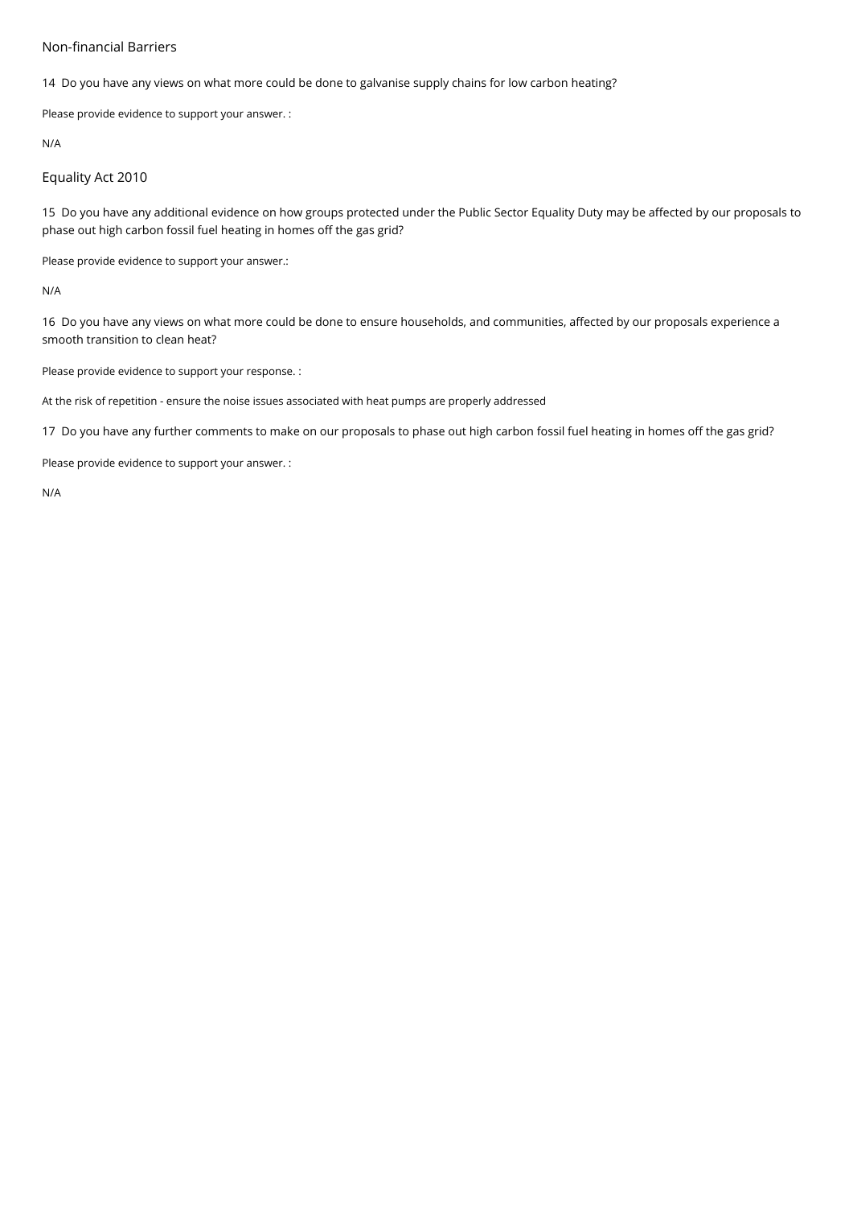## Non-financial Barriers

14 Do you have any views on what more could be done to galvanise supply chains for low carbon heating?

Please provide evidence to support your answer. :

N/A

## Equality Act 2010

15 Do you have any additional evidence on how groups protected under the Public Sector Equality Duty may be affected by our proposals to phase out high carbon fossil fuel heating in homes off the gas grid?

Please provide evidence to support your answer.:

N/A

16 Do you have any views on what more could be done to ensure households, and communities, affected by our proposals experience a smooth transition to clean heat?

Please provide evidence to support your response. :

At the risk of repetition - ensure the noise issues associated with heat pumps are properly addressed

17 Do you have any further comments to make on our proposals to phase out high carbon fossil fuel heating in homes off the gas grid?

Please provide evidence to support your answer. :

N/A